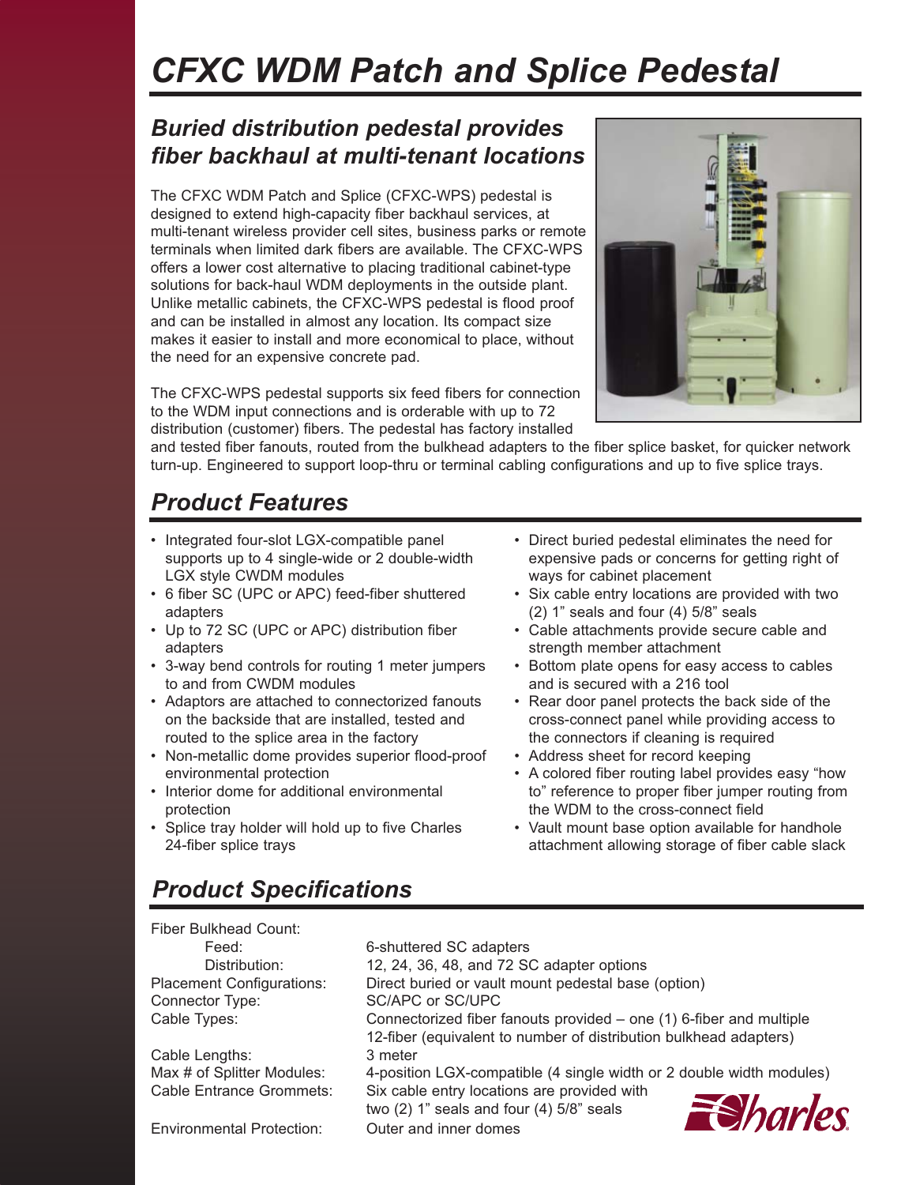# CFXC WDM Patch and Splice Pedestal

## Buried distribution pedestal provides fiber backhaul at multi-tenant locations

The CFXC WDM Patch and Splice (CFXC-WPS) pedestal is designed to extend high-capacity fiber backhaul services, at multi-tenant wireless provider cell sites, business parks or remote terminals when limited dark fibers are available. The CFXC-WPS offers a lower cost alternative to placing traditional cabinet-type solutions for back-haul WDM deployments in the outside plant. Unlike metallic cabinets, the CFXC-WPS pedestal is flood proof and can be installed in almost any location. Its compact size makes it easier to install and more economical to place, without the need for an expensive concrete pad.

The CFXC-WPS pedestal supports six feed fibers for connection to the WDM input connections and is orderable with up to 72 distribution (customer) fibers. The pedestal has factory installed and tested fiber fanouts, routed from the bulkhead adapters to the fiber splice basket, for quicker network turn-up. Engineered to support loop-thru or terminal cabling configurations and up to five splice trays.

## Product Features

- Integrated four-slot LGX-compatible panel supports up to 4 single-wide or 2 double-width LGX style CWDM modules
- 6 fiber SC (UPC or APC) feed-fiber shuttered adapters
- Up to 72 SC (UPC or APC) distribution fiber adapters
- 3-way bend controls for routing 1 meter jumpers to and from CWDM modules
- Adaptors are attached to connectorized fanouts on the backside that are installed, tested and routed to the splice area in the factory
- Non-metallic dome provides superior flood-proof environmental protection
- Interior dome for additional environmental protection
- Splice tray holder will hold up to five Charles 24-fiber splice trays
- Direct buried pedestal eliminates the need for expensive pads or concerns for getting right of ways for cabinet placement
- Six cable entry locations are provided with two (2) 1" seals and four (4) 5/8" seals
- Cable attachments provide secure cable and strength member attachment
- Bottom plate opens for easy access to cables and is secured with a 216 tool
- Rear door panel protects the back side of the cross-connect panel while providing access to the connectors if cleaning is required
- Address sheet for record keeping
- A colored fiber routing label provides easy "how to" reference to proper fiber jumper routing from the WDM to the cross-connect field
- Vault mount base option available for handhole attachment allowing storage of fiber cable slack

## Product Specifications

| | |
|---|---|
| Fiber Bulkhead Count: | |
| Feed: | 6-shuttered SC adapters |
| Distribution: | 12, 24, 36, 48, and 72 SC adapter options |
| Placement Configurations: | Direct buried or vault mount pedestal base (option) |
| Connector Type: | SC/APC or SC/UPC |
| Cable Types: | Connectorized fiber fanouts provided – one (1) 6-fiber and multiple 12-fiber (equivalent to number of distribution bulkhead adapters) |
| Cable Lengths: | 3 meter |
| Max # of Splitter Modules: | 4-position LGX-compatible (4 single width or 2 double width modules) |
| Cable Entrance Grommets: | Six cable entry locations are provided with two (2) 1" seals and four (4) 5/8" seals |
| Environmental Protection: | Outer and inner domes |

Charles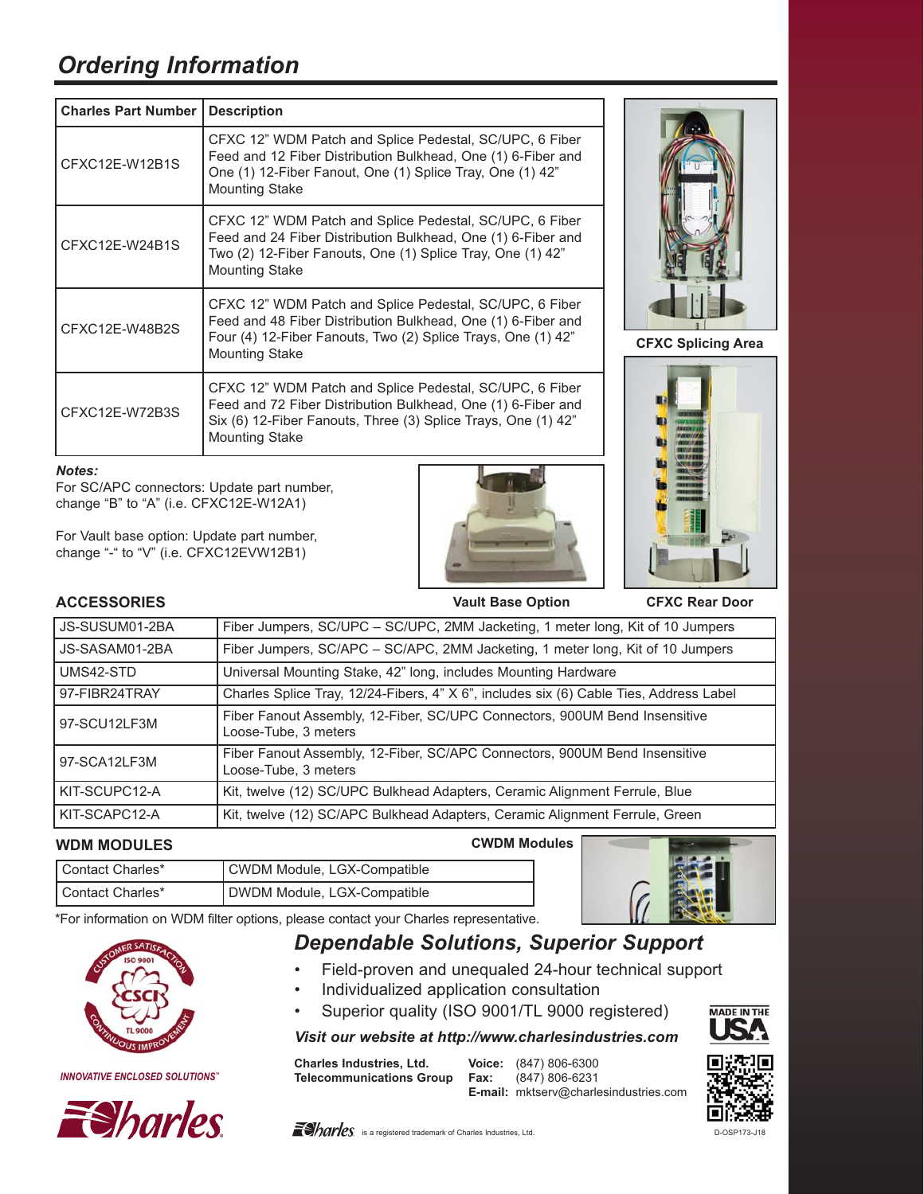## Ordering Information

| Charles Part Number | Description |
|---|---|
| CFXC12E-W12B1S | CFXC 12" WDM Patch and Splice Pedestal, SC/UPC, 6 Fiber Feed and 12 Fiber Distribution Bulkhead, One (1) 6-Fiber and One (1) 12-Fiber Fanout, One (1) Splice Tray, One (1) 42" Mounting Stake |
| CFXC12E-W24B1S | CFXC 12" WDM Patch and Splice Pedestal, SC/UPC, 6 Fiber Feed and 24 Fiber Distribution Bulkhead, One (1) 6-Fiber and Two (2) 12-Fiber Fanouts, One (1) Splice Tray, One (1) 42" Mounting Stake |
| CFXC12E-W48B2S | CFXC 12" WDM Patch and Splice Pedestal, SC/UPC, 6 Fiber Feed and 48 Fiber Distribution Bulkhead, One (1) 6-Fiber and Four (4) 12-Fiber Fanouts, Two (2) Splice Trays, One (1) 42" Mounting Stake |
| CFXC12E-W72B3S | CFXC 12" WDM Patch and Splice Pedestal, SC/UPC, 6 Fiber Feed and 72 Fiber Distribution Bulkhead, One (1) 6-Fiber and Six (6) 12-Fiber Fanouts, Three (3) Splice Trays, One (1) 42" Mounting Stake |

CFXC Splicing Area

***Notes:***

For SC/APC connectors: Update part number, change "B" to "A" (i.e. CFXC12E-W12A1)

For Vault base option: Update part number, change "-" to "V" (i.e. CFXC12EVW12B1)

Vault Base Option

CFXC Rear Door

### ACCESSORIES

| | |
|---|---|
| JS-SUSUM01-2BA | Fiber Jumpers, SC/UPC – SC/UPC, 2MM Jacketing, 1 meter long, Kit of 10 Jumpers |
| JS-SASAM01-2BA | Fiber Jumpers, SC/APC – SC/APC, 2MM Jacketing, 1 meter long, Kit of 10 Jumpers |
| UMS42-STD | Universal Mounting Stake, 42" long, includes Mounting Hardware |
| 97-FIBR24TRAY | Charles Splice Tray, 12/24-Fibers, 4" X 6", includes six (6) Cable Ties, Address Label |
| 97-SCU12LF3M | Fiber Fanout Assembly, 12-Fiber, SC/UPC Connectors, 900UM Bend Insensitive Loose-Tube, 3 meters |
| 97-SCA12LF3M | Fiber Fanout Assembly, 12-Fiber, SC/APC Connectors, 900UM Bend Insensitive Loose-Tube, 3 meters |
| KIT-SCUPC12-A | Kit, twelve (12) SC/UPC Bulkhead Adapters, Ceramic Alignment Ferrule, Blue |
| KIT-SCAPC12-A | Kit, twelve (12) SC/APC Bulkhead Adapters, Ceramic Alignment Ferrule, Green |

### WDM MODULES

| | |
|---|---|
| Contact Charles* | CWDM Module, LGX-Compatible |
| Contact Charles* | DWDM Module, LGX-Compatible |

*For information on WDM filter options, please contact your Charles representative.

CWDM Modules

## *Dependable Solutions, Superior Support*

- Field-proven and unequaled 24-hour technical support
- Individualized application consultation
- Superior quality (ISO 9001/TL 9000 registered)

***Visit our website at http://www.charlesindustries.com***

**Charles Industries, Ltd.**
**Telecommunications Group**

**Voice:** (847) 806-6300
**Fax:** (847) 806-6231
**E-mail:** mktserv@charlesindustries.com

*INNOVATIVE ENCLOSED SOLUTIONS™*

Charles is a registered trademark of Charles Industries, Ltd.

MADE IN THE USA

D-OSP173-J18